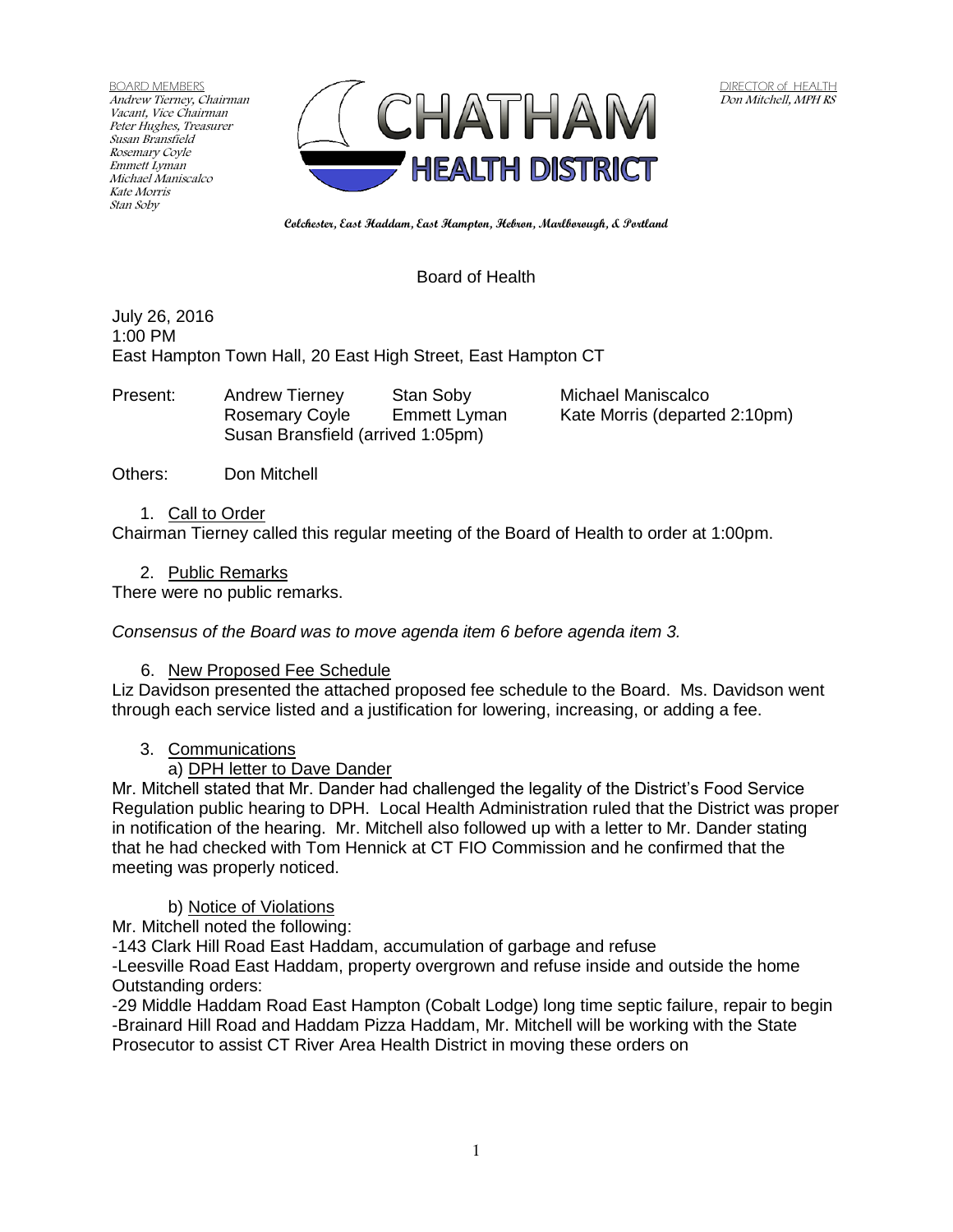BOARD MEMBERS
Andrew Tierney, Chairman
Vacant, Vice Chairman
Peter Hughes, Treasurer
Susan Bransfield
Rosemary Coyle
Emmett Lyman
Michael Maniscalco
Kate Morris
Stan Soby

# CHATHAM HEALTH DISTRICT

DIRECTOR of HEALTH
Don Mitchell, MPH RS

**Colchester, East Haddam, East Hampton, Hebron, Marlborough, & Portland**

## Board of Health

July 26, 2016
1:00 PM
East Hampton Town Hall, 20 East High Street, East Hampton CT

Present: Andrew Tierney, Stan Soby, Michael Maniscalco, Rosemary Coyle, Emmett Lyman, Kate Morris (departed 2:10pm), Susan Bransfield (arrived 1:05pm)

Others: Don Mitchell

1. Call to Order

Chairman Tierney called this regular meeting of the Board of Health to order at 1:00pm.

2. Public Remarks

There were no public remarks.

*Consensus of the Board was to move agenda item 6 before agenda item 3.*

6. New Proposed Fee Schedule

Liz Davidson presented the attached proposed fee schedule to the Board. Ms. Davidson went through each service listed and a justification for lowering, increasing, or adding a fee.

3. Communications

a) DPH letter to Dave Dander

Mr. Mitchell stated that Mr. Dander had challenged the legality of the District's Food Service Regulation public hearing to DPH. Local Health Administration ruled that the District was proper in notification of the hearing. Mr. Mitchell also followed up with a letter to Mr. Dander stating that he had checked with Tom Hennick at CT FIO Commission and he confirmed that the meeting was properly noticed.

b) Notice of Violations

Mr. Mitchell noted the following:

-143 Clark Hill Road East Haddam, accumulation of garbage and refuse
-Leesville Road East Haddam, property overgrown and refuse inside and outside the home
Outstanding orders:
-29 Middle Haddam Road East Hampton (Cobalt Lodge) long time septic failure, repair to begin
-Brainard Hill Road and Haddam Pizza Haddam, Mr. Mitchell will be working with the State Prosecutor to assist CT River Area Health District in moving these orders on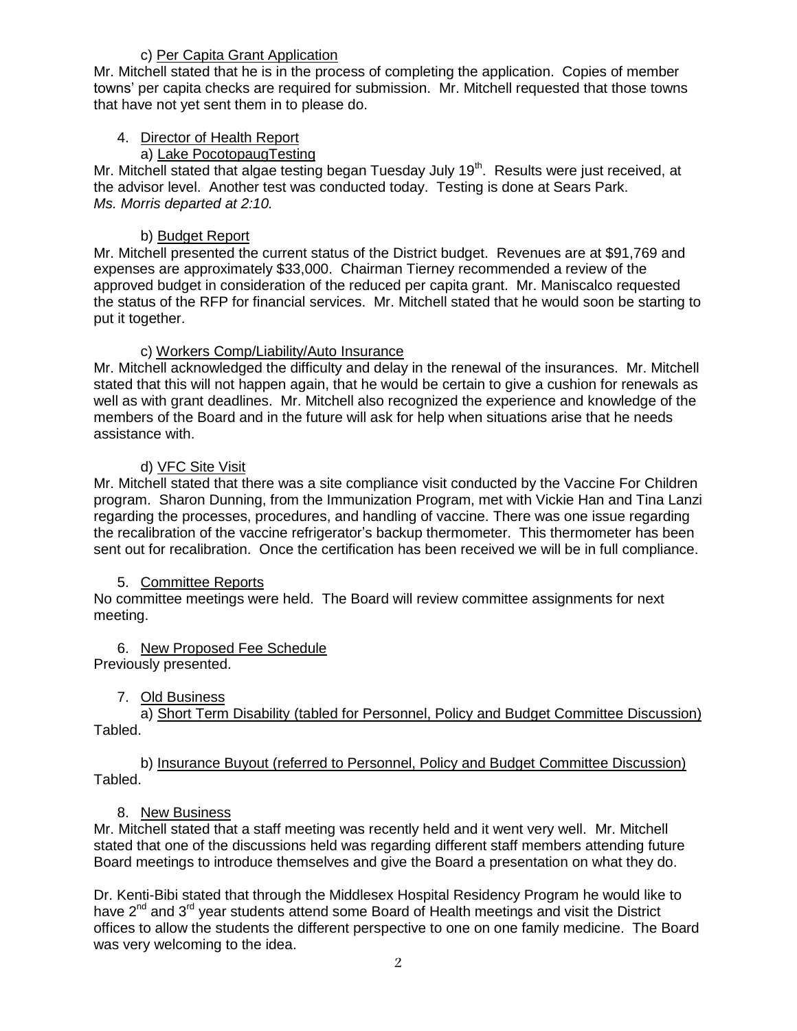c) Per Capita Grant Application

Mr. Mitchell stated that he is in the process of completing the application. Copies of member towns' per capita checks are required for submission. Mr. Mitchell requested that those towns that have not yet sent them in to please do.

4. Director of Health Report

a) Lake PocotopaugTesting

Mr. Mitchell stated that algae testing began Tuesday July 19th. Results were just received, at the advisor level. Another test was conducted today. Testing is done at Sears Park.
*Ms. Morris departed at 2:10.*

b) Budget Report

Mr. Mitchell presented the current status of the District budget. Revenues are at $91,769 and expenses are approximately $33,000. Chairman Tierney recommended a review of the approved budget in consideration of the reduced per capita grant. Mr. Maniscalco requested the status of the RFP for financial services. Mr. Mitchell stated that he would soon be starting to put it together.

c) Workers Comp/Liability/Auto Insurance

Mr. Mitchell acknowledged the difficulty and delay in the renewal of the insurances. Mr. Mitchell stated that this will not happen again, that he would be certain to give a cushion for renewals as well as with grant deadlines. Mr. Mitchell also recognized the experience and knowledge of the members of the Board and in the future will ask for help when situations arise that he needs assistance with.

d) VFC Site Visit

Mr. Mitchell stated that there was a site compliance visit conducted by the Vaccine For Children program. Sharon Dunning, from the Immunization Program, met with Vickie Han and Tina Lanzi regarding the processes, procedures, and handling of vaccine. There was one issue regarding the recalibration of the vaccine refrigerator's backup thermometer. This thermometer has been sent out for recalibration. Once the certification has been received we will be in full compliance.

5. Committee Reports

No committee meetings were held. The Board will review committee assignments for next meeting.

6. New Proposed Fee Schedule

Previously presented.

7. Old Business

a) Short Term Disability (tabled for Personnel, Policy and Budget Committee Discussion)

Tabled.

b) Insurance Buyout (referred to Personnel, Policy and Budget Committee Discussion)

Tabled.

8. New Business

Mr. Mitchell stated that a staff meeting was recently held and it went very well. Mr. Mitchell stated that one of the discussions held was regarding different staff members attending future Board meetings to introduce themselves and give the Board a presentation on what they do.

Dr. Kenti-Bibi stated that through the Middlesex Hospital Residency Program he would like to have 2nd and 3rd year students attend some Board of Health meetings and visit the District offices to allow the students the different perspective to one on one family medicine. The Board was very welcoming to the idea.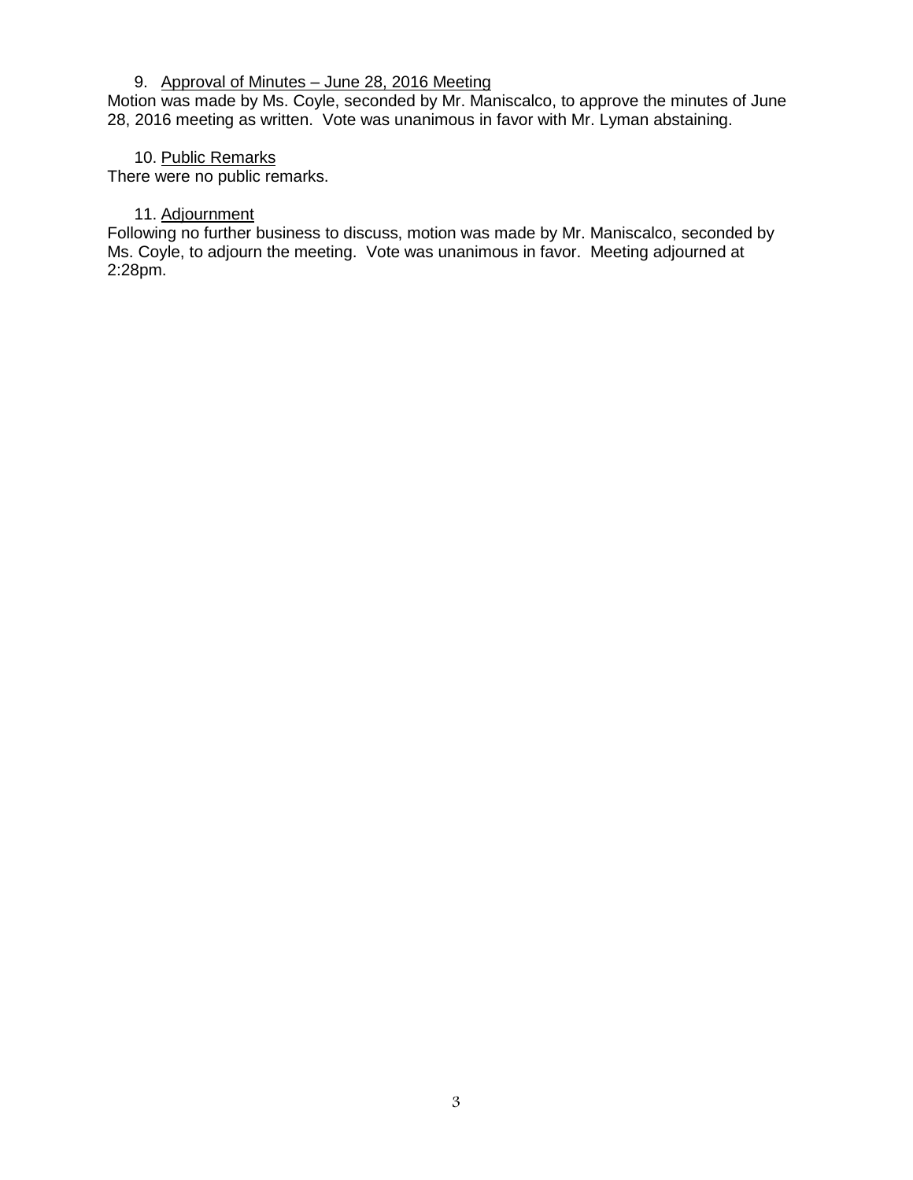9. Approval of Minutes – June 28, 2016 Meeting

Motion was made by Ms. Coyle, seconded by Mr. Maniscalco, to approve the minutes of June 28, 2016 meeting as written. Vote was unanimous in favor with Mr. Lyman abstaining.

10. Public Remarks

There were no public remarks.

11. Adjournment

Following no further business to discuss, motion was made by Mr. Maniscalco, seconded by Ms. Coyle, to adjourn the meeting. Vote was unanimous in favor. Meeting adjourned at 2:28pm.